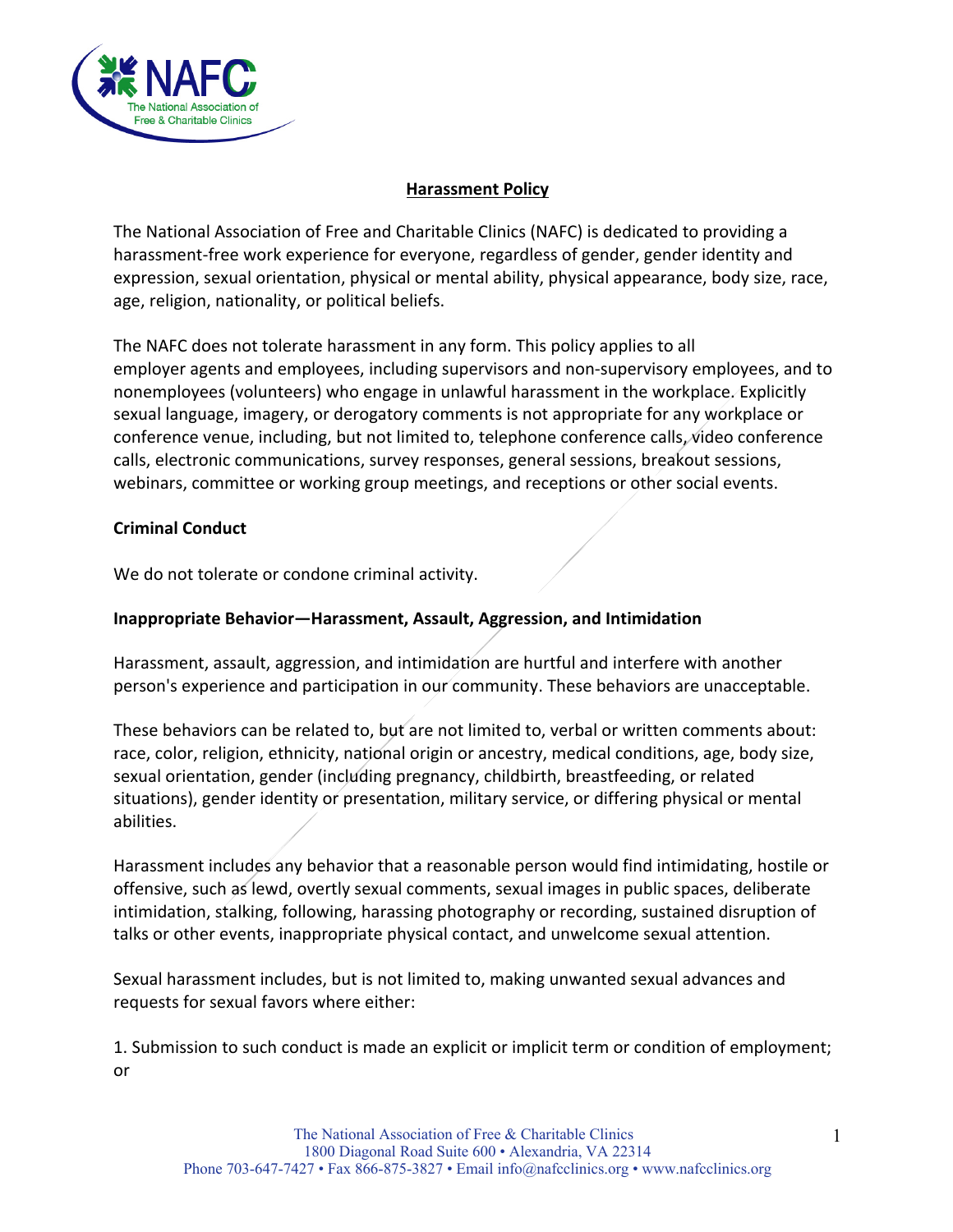## Harassment Policy

The National Association of Free and Charitable Clinics (NAFC) is dedicated to providing a harassment-free work experience for everyone, regardless of gender, gender identity and expression, sexual orientation, physical or mental ability, physical appearance, body size, race, age, religion, nationality, or political beliefs.

The NAFC does not tolerate harassment in any form. This policy applies to all employer agents and employees, including supervisors and non-supervisory employees, and to nonemployees (volunteers) who engage in unlawful harassment in the workplace. Explicitly sexual language, imagery, or derogatory comments is not appropriate for any workplace or conference venue, including, but not limited to, telephone conference calls, video conference calls, electronic communications, survey responses, general sessions, breakout sessions, webinars, committee or working group meetings, and receptions or other social events.

**Criminal Conduct**

We do not tolerate or condone criminal activity.

**Inappropriate Behavior—Harassment, Assault, Aggression, and Intimidation**

Harassment, assault, aggression, and intimidation are hurtful and interfere with another person's experience and participation in our community. These behaviors are unacceptable.

These behaviors can be related to, but are not limited to, verbal or written comments about: race, color, religion, ethnicity, national origin or ancestry, medical conditions, age, body size, sexual orientation, gender (including pregnancy, childbirth, breastfeeding, or related situations), gender identity or presentation, military service, or differing physical or mental abilities.

Harassment includes any behavior that a reasonable person would find intimidating, hostile or offensive, such as lewd, overtly sexual comments, sexual images in public spaces, deliberate intimidation, stalking, following, harassing photography or recording, sustained disruption of talks or other events, inappropriate physical contact, and unwelcome sexual attention.

Sexual harassment includes, but is not limited to, making unwanted sexual advances and requests for sexual favors where either:

1. Submission to such conduct is made an explicit or implicit term or condition of employment; or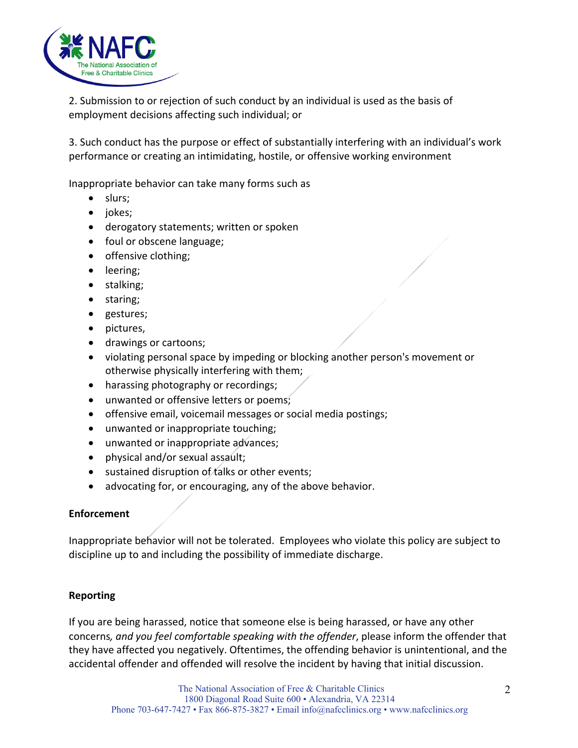2. Submission to or rejection of such conduct by an individual is used as the basis of employment decisions affecting such individual; or

3. Such conduct has the purpose or effect of substantially interfering with an individual's work performance or creating an intimidating, hostile, or offensive working environment

Inappropriate behavior can take many forms such as

- slurs;
- jokes;
- derogatory statements; written or spoken
- foul or obscene language;
- offensive clothing;
- leering;
- stalking;
- staring;
- gestures;
- pictures,
- drawings or cartoons;
- violating personal space by impeding or blocking another person's movement or otherwise physically interfering with them;
- harassing photography or recordings;
- unwanted or offensive letters or poems;
- offensive email, voicemail messages or social media postings;
- unwanted or inappropriate touching;
- unwanted or inappropriate advances;
- physical and/or sexual assault;
- sustained disruption of talks or other events;
- advocating for, or encouraging, any of the above behavior.

**Enforcement**

Inappropriate behavior will not be tolerated. Employees who violate this policy are subject to discipline up to and including the possibility of immediate discharge.

**Reporting**

If you are being harassed, notice that someone else is being harassed, or have any other concerns*, and you feel comfortable speaking with the offender*, please inform the offender that they have affected you negatively. Oftentimes, the offending behavior is unintentional, and the accidental offender and offended will resolve the incident by having that initial discussion.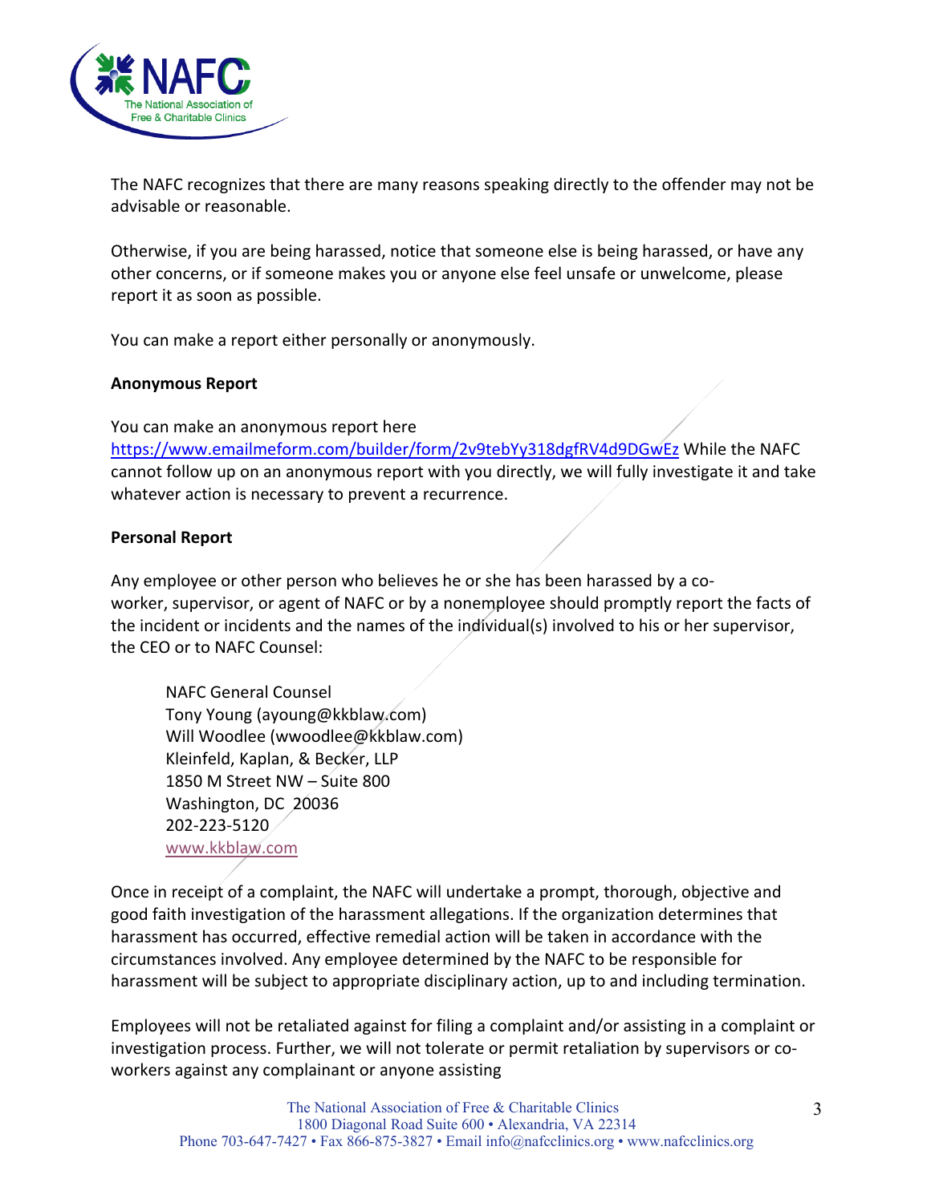The NAFC recognizes that there are many reasons speaking directly to the offender may not be advisable or reasonable.

Otherwise, if you are being harassed, notice that someone else is being harassed, or have any other concerns, or if someone makes you or anyone else feel unsafe or unwelcome, please report it as soon as possible.

You can make a report either personally or anonymously.

**Anonymous Report**

You can make an anonymous report here https://www.emailmeform.com/builder/form/2v9tebYy318dgfRV4d9DGwEz While the NAFC cannot follow up on an anonymous report with you directly, we will fully investigate it and take whatever action is necessary to prevent a recurrence.

**Personal Report**

Any employee or other person who believes he or she has been harassed by a co-worker, supervisor, or agent of NAFC or by a nonemployee should promptly report the facts of the incident or incidents and the names of the individual(s) involved to his or her supervisor, the CEO or to NAFC Counsel:

> NAFC General Counsel
> Tony Young (ayoung@kkblaw.com)
> Will Woodlee (wwoodlee@kkblaw.com)
> Kleinfeld, Kaplan, & Becker, LLP
> 1850 M Street NW – Suite 800
> Washington, DC 20036
> 202-223-5120
> www.kkblaw.com

Once in receipt of a complaint, the NAFC will undertake a prompt, thorough, objective and good faith investigation of the harassment allegations. If the organization determines that harassment has occurred, effective remedial action will be taken in accordance with the circumstances involved. Any employee determined by the NAFC to be responsible for harassment will be subject to appropriate disciplinary action, up to and including termination.

Employees will not be retaliated against for filing a complaint and/or assisting in a complaint or investigation process. Further, we will not tolerate or permit retaliation by supervisors or co-workers against any complainant or anyone assisting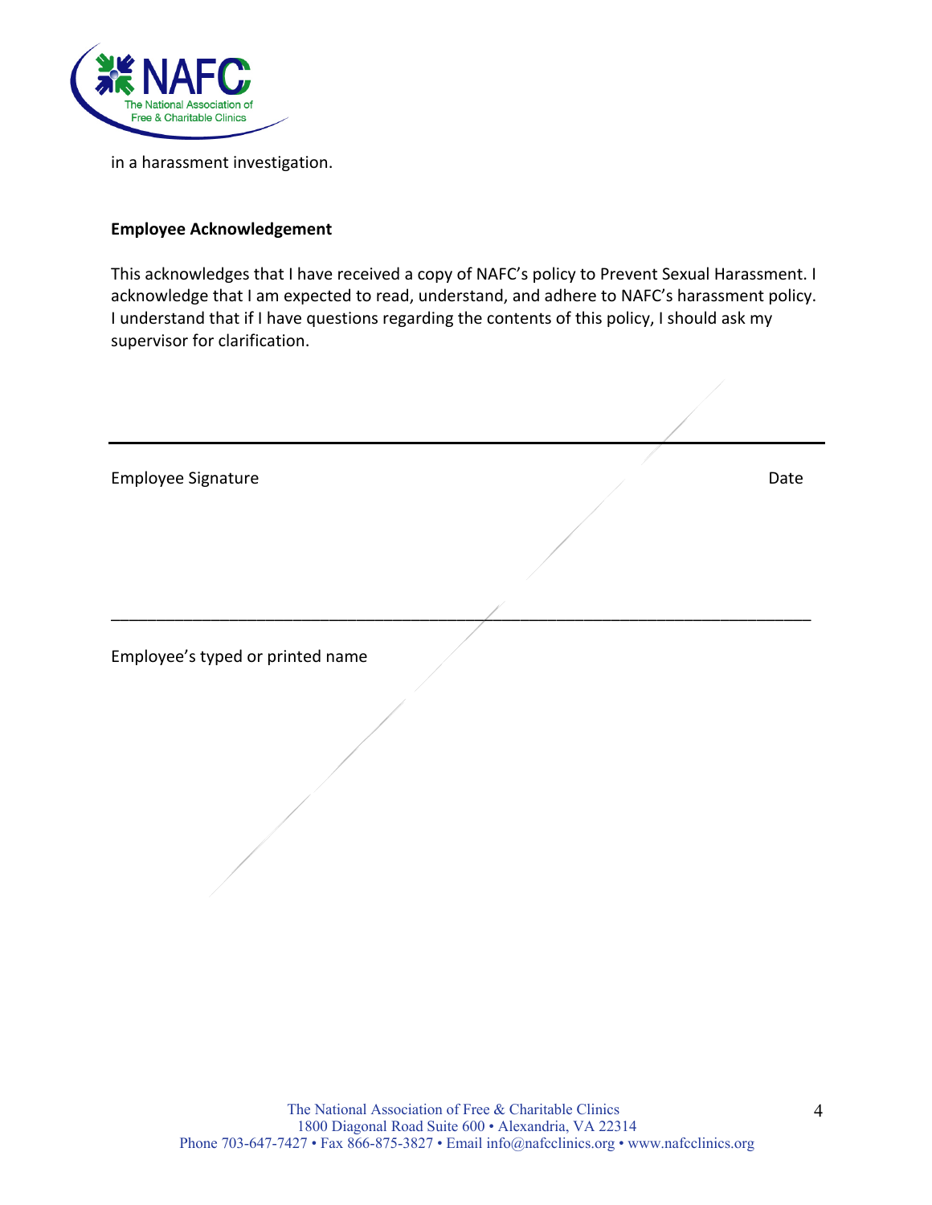in a harassment investigation.

**Employee Acknowledgement**

This acknowledges that I have received a copy of NAFC's policy to Prevent Sexual Harassment. I acknowledge that I am expected to read, understand, and adhere to NAFC's harassment policy. I understand that if I have questions regarding the contents of this policy, I should ask my supervisor for clarification.

---

Employee Signature                                                                                                                    Date

______________________________________________________________________________

Employee's typed or printed name